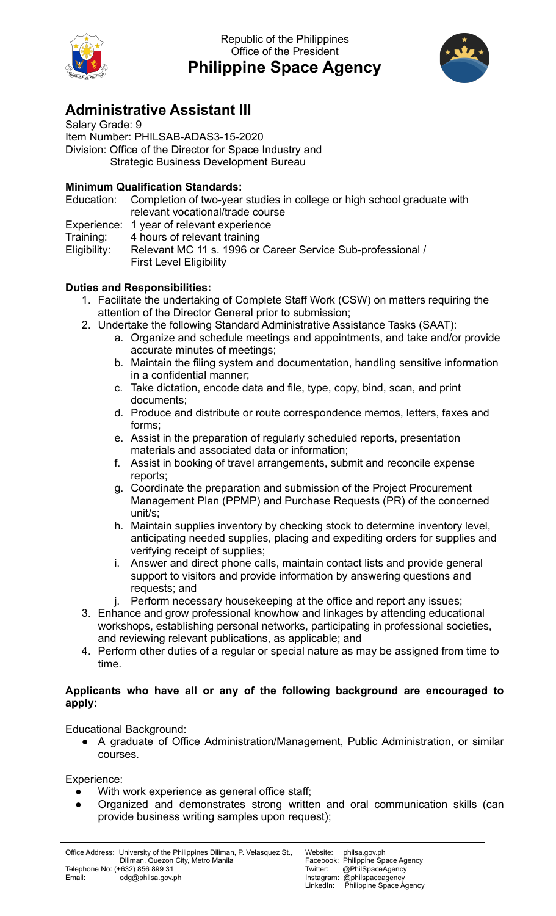Republic of the Philippines
Office of the President
**Philippine Space Agency**

# Administrative Assistant III

Salary Grade: 9
Item Number: PHILSAB-ADAS3-15-2020
Division: Office of the Director for Space Industry and Strategic Business Development Bureau

**Minimum Qualification Standards:**

Education: Completion of two-year studies in college or high school graduate with relevant vocational/trade course
Experience: 1 year of relevant experience
Training: 4 hours of relevant training
Eligibility: Relevant MC 11 s. 1996 or Career Service Sub-professional / First Level Eligibility

**Duties and Responsibilities:**

1. Facilitate the undertaking of Complete Staff Work (CSW) on matters requiring the attention of the Director General prior to submission;
2. Undertake the following Standard Administrative Assistance Tasks (SAAT):
   a. Organize and schedule meetings and appointments, and take and/or provide accurate minutes of meetings;
   b. Maintain the filing system and documentation, handling sensitive information in a confidential manner;
   c. Take dictation, encode data and file, type, copy, bind, scan, and print documents;
   d. Produce and distribute or route correspondence memos, letters, faxes and forms;
   e. Assist in the preparation of regularly scheduled reports, presentation materials and associated data or information;
   f. Assist in booking of travel arrangements, submit and reconcile expense reports;
   g. Coordinate the preparation and submission of the Project Procurement Management Plan (PPMP) and Purchase Requests (PR) of the concerned unit/s;
   h. Maintain supplies inventory by checking stock to determine inventory level, anticipating needed supplies, placing and expediting orders for supplies and verifying receipt of supplies;
   i. Answer and direct phone calls, maintain contact lists and provide general support to visitors and provide information by answering questions and requests; and
   j. Perform necessary housekeeping at the office and report any issues;
3. Enhance and grow professional knowhow and linkages by attending educational workshops, establishing personal networks, participating in professional societies, and reviewing relevant publications, as applicable; and
4. Perform other duties of a regular or special nature as may be assigned from time to time.

**Applicants who have all or any of the following background are encouraged to apply:**

Educational Background:

- A graduate of Office Administration/Management, Public Administration, or similar courses.

Experience:

- With work experience as general office staff;
- Organized and demonstrates strong written and oral communication skills (can provide business writing samples upon request);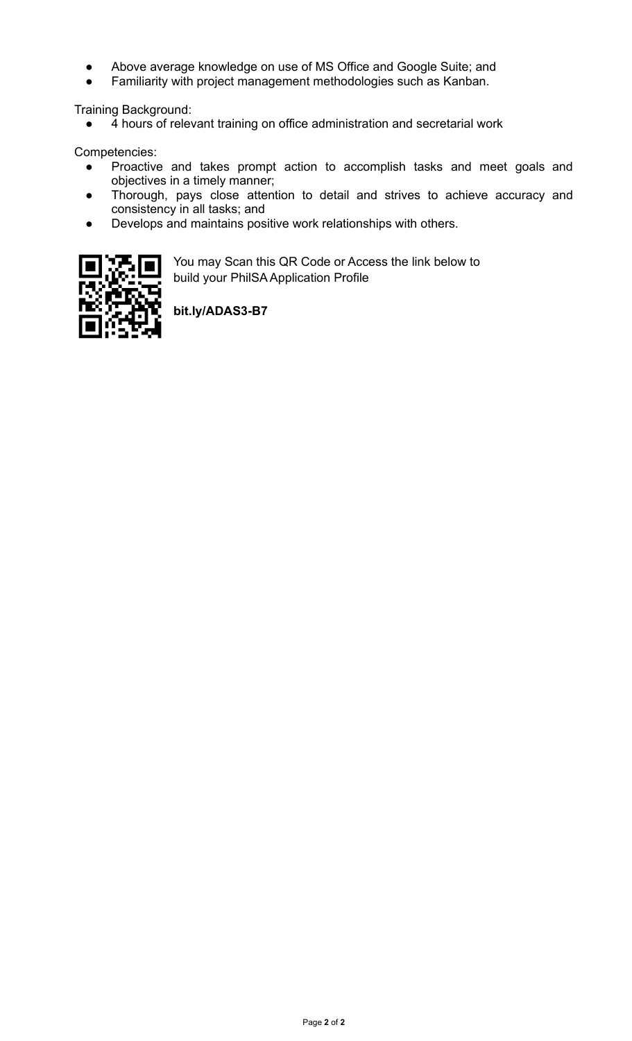- Above average knowledge on use of MS Office and Google Suite; and
- Familiarity with project management methodologies such as Kanban.

Training Background:

- 4 hours of relevant training on office administration and secretarial work

Competencies:

- Proactive and takes prompt action to accomplish tasks and meet goals and objectives in a timely manner;
- Thorough, pays close attention to detail and strives to achieve accuracy and consistency in all tasks; and
- Develops and maintains positive work relationships with others.

You may Scan this QR Code or Access the link below to build your PhilSA Application Profile

**bit.ly/ADAS3-B7**